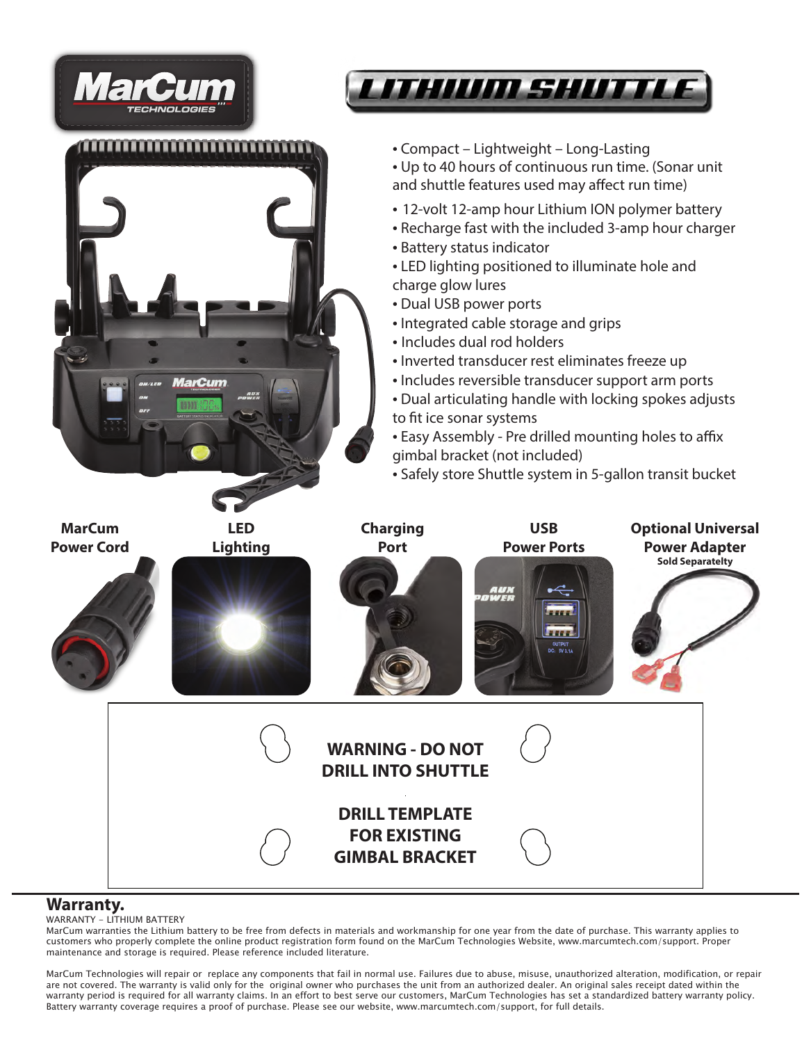# MarCum TECHNOLOGIES

# LITHIUM SHUTTLE

- Compact – Lightweight – Long-Lasting
- Up to 40 hours of continuous run time. (Sonar unit and shuttle features used may affect run time)
- 12-volt 12-amp hour Lithium ION polymer battery
- Recharge fast with the included 3-amp hour charger
- Battery status indicator
- LED lighting positioned to illuminate hole and charge glow lures
- Dual USB power ports
- Integrated cable storage and grips
- Includes dual rod holders
- Inverted transducer rest eliminates freeze up
- Includes reversible transducer support arm ports
- Dual articulating handle with locking spokes adjusts to fit ice sonar systems
- Easy Assembly - Pre drilled mounting holes to affix gimbal bracket (not included)
- Safely store Shuttle system in 5-gallon transit bucket

**MarCum Power Cord**

**LED Lighting**

**Charging Port**

**USB Power Ports**

**Optional Universal Power Adapter**
**Sold Separatelty**

**WARNING - DO NOT DRILL INTO SHUTTLE**

**DRILL TEMPLATE FOR EXISTING GIMBAL BRACKET**

## Warranty.

WARRANTY – LITHIUM BATTERY

MarCum warranties the Lithium battery to be free from defects in materials and workmanship for one year from the date of purchase. This warranty applies to customers who properly complete the online product registration form found on the MarCum Technologies Website, www.marcumtech.com/support. Proper maintenance and storage is required. Please reference included literature.

MarCum Technologies will repair or replace any components that fail in normal use. Failures due to abuse, misuse, unauthorized alteration, modification, or repair are not covered. The warranty is valid only for the original owner who purchases the unit from an authorized dealer. An original sales receipt dated within the warranty period is required for all warranty claims. In an effort to best serve our customers, MarCum Technologies has set a standardized battery warranty policy. Battery warranty coverage requires a proof of purchase. Please see our website, www.marcumtech.com/support, for full details.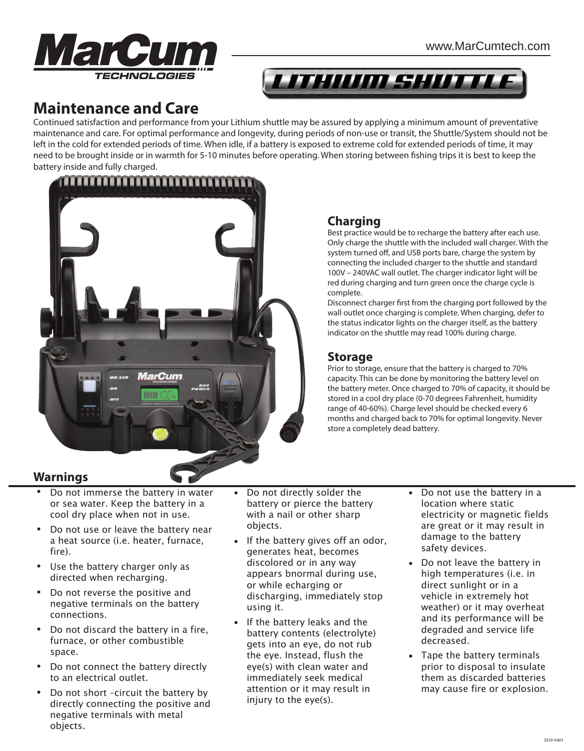# Maintenance and Care

Continued satisfaction and performance from your Lithium shuttle may be assured by applying a minimum amount of preventative maintenance and care. For optimal performance and longevity, during periods of non-use or transit, the Shuttle/System should not be left in the cold for extended periods of time. When idle, if a battery is exposed to extreme cold for extended periods of time, it may need to be brought inside or in warmth for 5-10 minutes before operating. When storing between fishing trips it is best to keep the battery inside and fully charged.

## Charging

Best practice would be to recharge the battery after each use. Only charge the shuttle with the included wall charger. With the system turned off, and USB ports bare, charge the system by connecting the included charger to the shuttle and standard 100V – 240VAC wall outlet. The charger indicator light will be red during charging and turn green once the charge cycle is complete.

Disconnect charger first from the charging port followed by the wall outlet once charging is complete. When charging, defer to the status indicator lights on the charger itself, as the battery indicator on the shuttle may read 100% during charge.

## Storage

Prior to storage, ensure that the battery is charged to 70% capacity. This can be done by monitoring the battery level on the battery meter. Once charged to 70% of capacity, it should be stored in a cool dry place (0-70 degrees Fahrenheit, humidity range of 40-60%). Charge level should be checked every 6 months and charged back to 70% for optimal longevity. Never store a completely dead battery.

## Warnings

- Do not immerse the battery in water or sea water. Keep the battery in a cool dry place when not in use.
- Do not use or leave the battery near a heat source (i.e. heater, furnace, fire).
- Use the battery charger only as directed when recharging.
- Do not reverse the positive and negative terminals on the battery connections.
- Do not discard the battery in a fire, furnace, or other combustible space.
- Do not connect the battery directly to an electrical outlet.
- Do not short –circuit the battery by directly connecting the positive and negative terminals with metal objects.
- Do not directly solder the battery or pierce the battery with a nail or other sharp objects.
- If the battery gives off an odor, generates heat, becomes discolored or in any way appears bnormal during use, or while echarging or discharging, immediately stop using it.
- If the battery leaks and the battery contents (electrolyte) gets into an eye, do not rub the eye. Instead, flush the eye(s) with clean water and immediately seek medical attention or it may result in injury to the eye(s).
- Do not use the battery in a location where static electricity or magnetic fields are great or it may result in damage to the battery safety devices.
- Do not leave the battery in high temperatures (i.e. in direct sunlight or in a vehicle in extremely hot weather) or it may overheat and its performance will be degraded and service life decreased.
- Tape the battery terminals prior to disposal to insulate them as discarded batteries may cause fire or explosion.

2019-0401